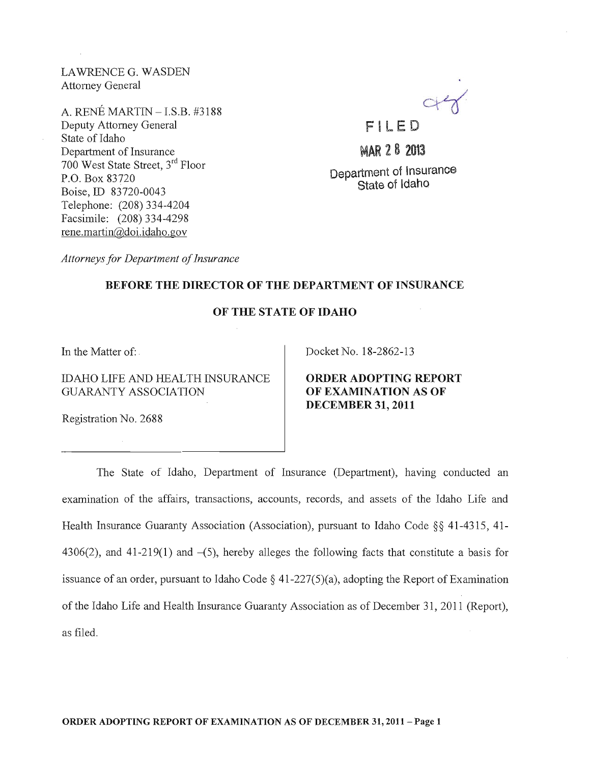LAWRENCE G. WASDEN
Attorney General

A. RENÉ MARTIN – I.S.B. #3188
Deputy Attorney General
State of Idaho
Department of Insurance
700 West State Street, 3rd Floor
P.O. Box 83720
Boise, ID 83720-0043
Telephone: (208) 334-4204
Facsimile: (208) 334-4298
rene.martin@doi.idaho.gov

FILED

MAR 28 2013

Department of Insurance
State of Idaho

*Attorneys for Department of Insurance*

**BEFORE THE DIRECTOR OF THE DEPARTMENT OF INSURANCE**

**OF THE STATE OF IDAHO**

| In the Matter of:<br><br>IDAHO LIFE AND HEALTH INSURANCE GUARANTY ASSOCIATION<br><br>Registration No. 2688 | Docket No. 18-2862-13<br><br>**ORDER ADOPTING REPORT OF EXAMINATION AS OF DECEMBER 31, 2011** |
|---|---|

The State of Idaho, Department of Insurance (Department), having conducted an examination of the affairs, transactions, accounts, records, and assets of the Idaho Life and Health Insurance Guaranty Association (Association), pursuant to Idaho Code §§ 41-4315, 41-4306(2), and 41-219(1) and -(5), hereby alleges the following facts that constitute a basis for issuance of an order, pursuant to Idaho Code § 41-227(5)(a), adopting the Report of Examination of the Idaho Life and Health Insurance Guaranty Association as of December 31, 2011 (Report), as filed.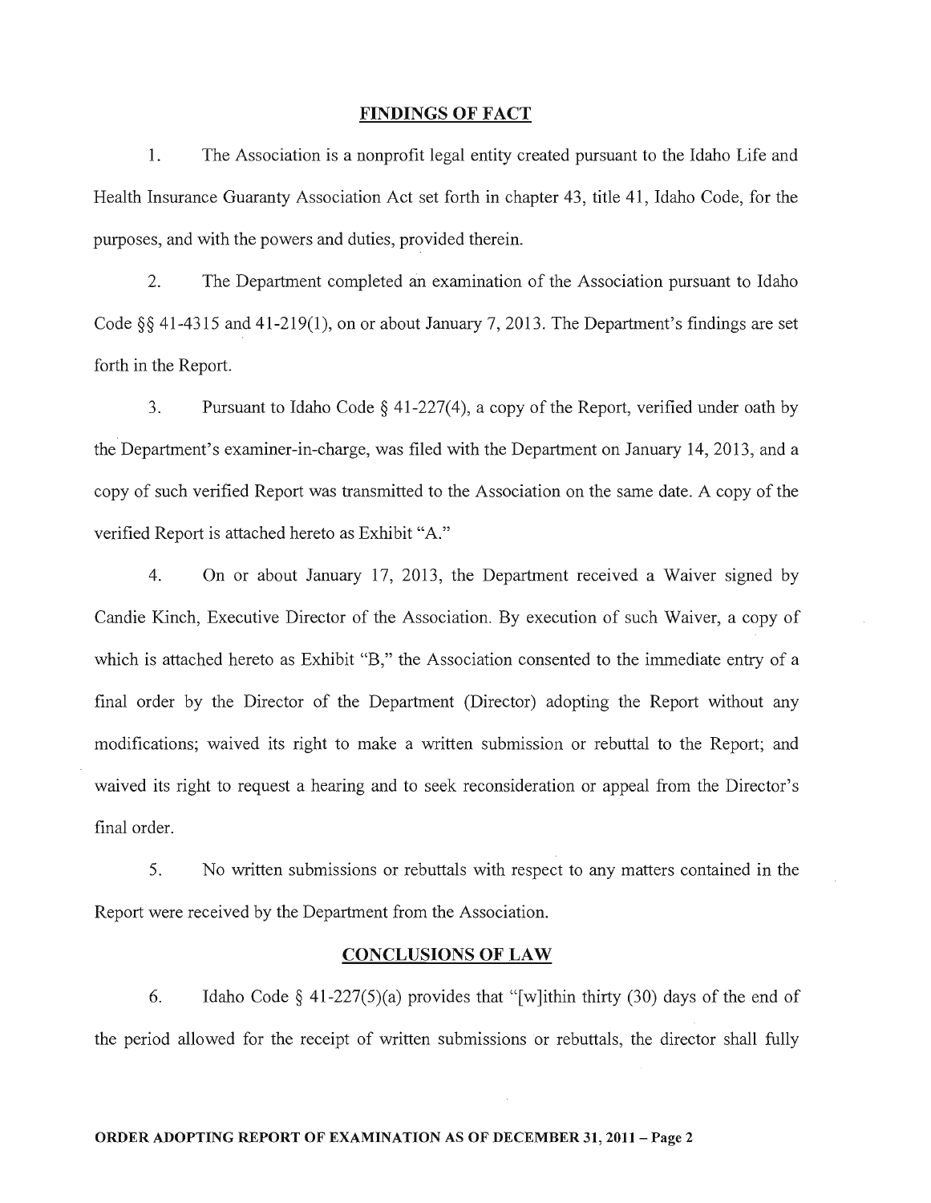## FINDINGS OF FACT

1. The Association is a nonprofit legal entity created pursuant to the Idaho Life and Health Insurance Guaranty Association Act set forth in chapter 43, title 41, Idaho Code, for the purposes, and with the powers and duties, provided therein.

2. The Department completed an examination of the Association pursuant to Idaho Code §§ 41-4315 and 41-219(1), on or about January 7, 2013. The Department's findings are set forth in the Report.

3. Pursuant to Idaho Code § 41-227(4), a copy of the Report, verified under oath by the Department's examiner-in-charge, was filed with the Department on January 14, 2013, and a copy of such verified Report was transmitted to the Association on the same date. A copy of the verified Report is attached hereto as Exhibit "A."

4. On or about January 17, 2013, the Department received a Waiver signed by Candie Kinch, Executive Director of the Association. By execution of such Waiver, a copy of which is attached hereto as Exhibit "B," the Association consented to the immediate entry of a final order by the Director of the Department (Director) adopting the Report without any modifications; waived its right to make a written submission or rebuttal to the Report; and waived its right to request a hearing and to seek reconsideration or appeal from the Director's final order.

5. No written submissions or rebuttals with respect to any matters contained in the Report were received by the Department from the Association.

## CONCLUSIONS OF LAW

6. Idaho Code § 41-227(5)(a) provides that "[w]ithin thirty (30) days of the end of the period allowed for the receipt of written submissions or rebuttals, the director shall fully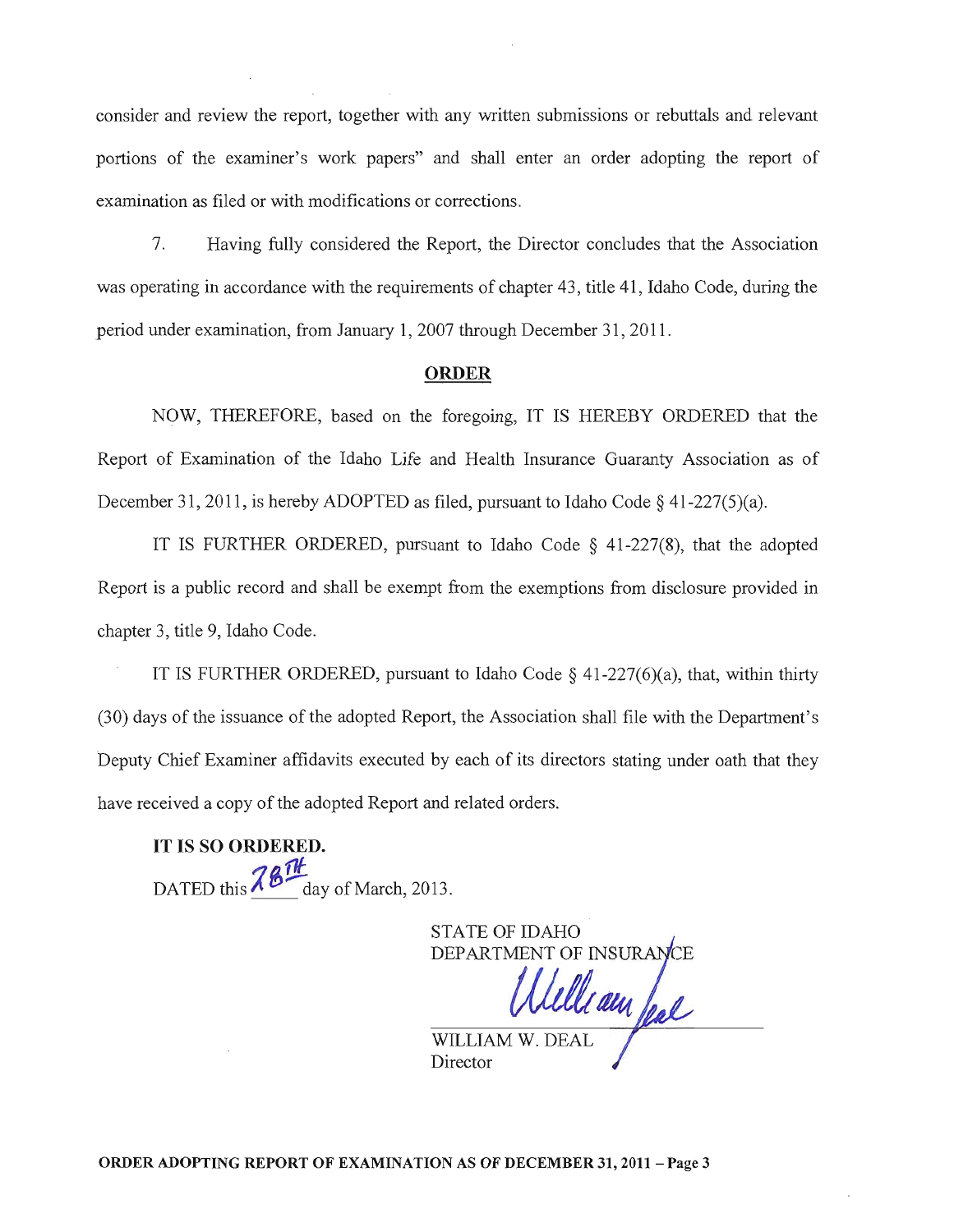consider and review the report, together with any written submissions or rebuttals and relevant portions of the examiner's work papers" and shall enter an order adopting the report of examination as filed or with modifications or corrections.

7. Having fully considered the Report, the Director concludes that the Association was operating in accordance with the requirements of chapter 43, title 41, Idaho Code, during the period under examination, from January 1, 2007 through December 31, 2011.

## ORDER

NOW, THEREFORE, based on the foregoing, IT IS HEREBY ORDERED that the Report of Examination of the Idaho Life and Health Insurance Guaranty Association as of December 31, 2011, is hereby ADOPTED as filed, pursuant to Idaho Code § 41-227(5)(a).

IT IS FURTHER ORDERED, pursuant to Idaho Code § 41-227(8), that the adopted Report is a public record and shall be exempt from the exemptions from disclosure provided in chapter 3, title 9, Idaho Code.

IT IS FURTHER ORDERED, pursuant to Idaho Code § 41-227(6)(a), that, within thirty (30) days of the issuance of the adopted Report, the Association shall file with the Department's Deputy Chief Examiner affidavits executed by each of its directors stating under oath that they have received a copy of the adopted Report and related orders.

**IT IS SO ORDERED.**

DATED this 28TH day of March, 2013.

STATE OF IDAHO
DEPARTMENT OF INSURANCE

William Deal

WILLIAM W. DEAL
Director

**ORDER ADOPTING REPORT OF EXAMINATION AS OF DECEMBER 31, 2011 – Page 3**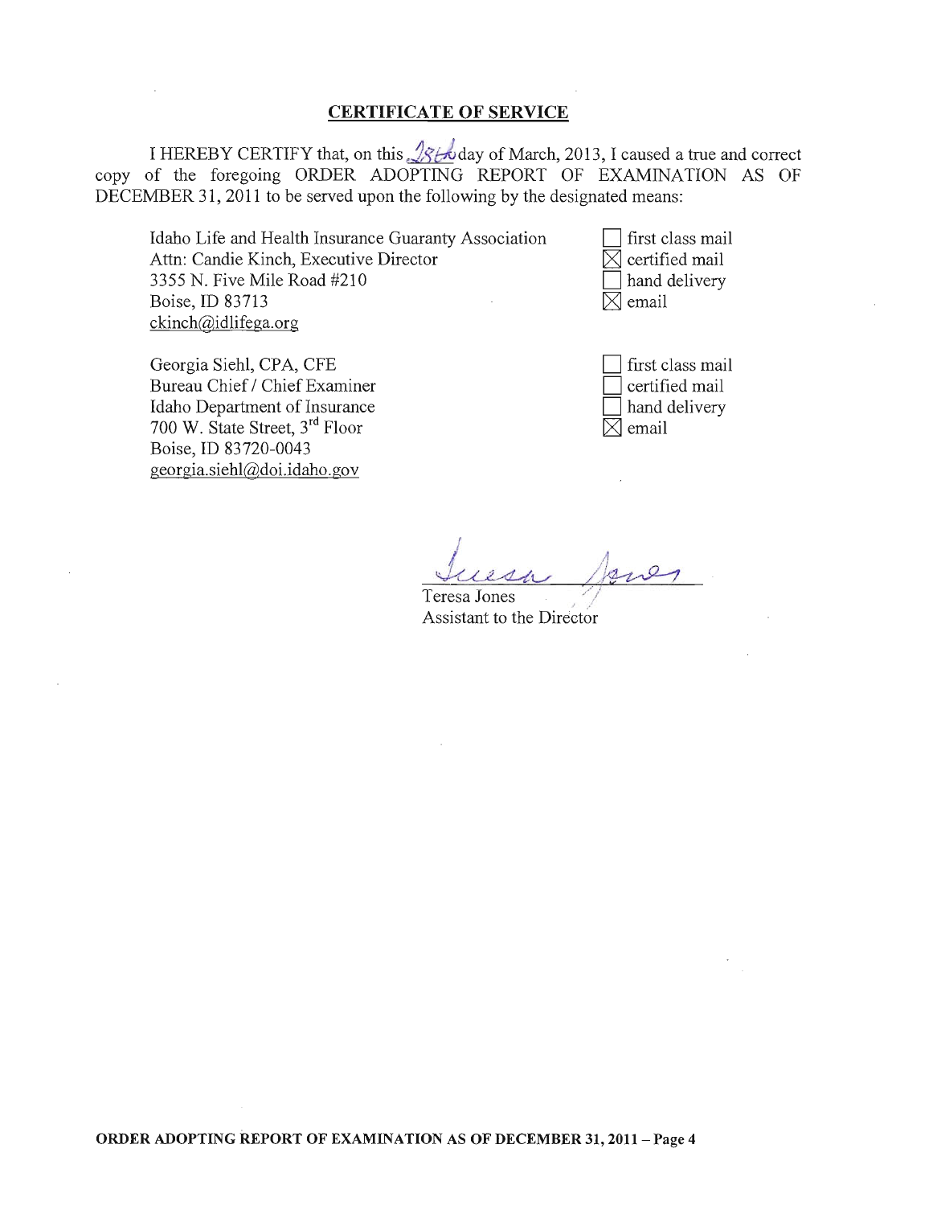## CERTIFICATE OF SERVICE

I HEREBY CERTIFY that, on this 28th day of March, 2013, I caused a true and correct copy of the foregoing ORDER ADOPTING REPORT OF EXAMINATION AS OF DECEMBER 31, 2011 to be served upon the following by the designated means:

| | |
|---|---|
| Idaho Life and Health Insurance Guaranty Association<br>Attn: Candie Kinch, Executive Director<br>3355 N. Five Mile Road #210<br>Boise, ID 83713<br>ckinch@idlifega.org | ☐ first class mail<br>☒ certified mail<br>☐ hand delivery<br>☒ email |
| Georgia Siehl, CPA, CFE<br>Bureau Chief / Chief Examiner<br>Idaho Department of Insurance<br>700 W. State Street, 3rd Floor<br>Boise, ID 83720-0043<br>georgia.siehl@doi.idaho.gov | ☐ first class mail<br>☐ certified mail<br>☐ hand delivery<br>☒ email |

Teresa Jones
Assistant to the Director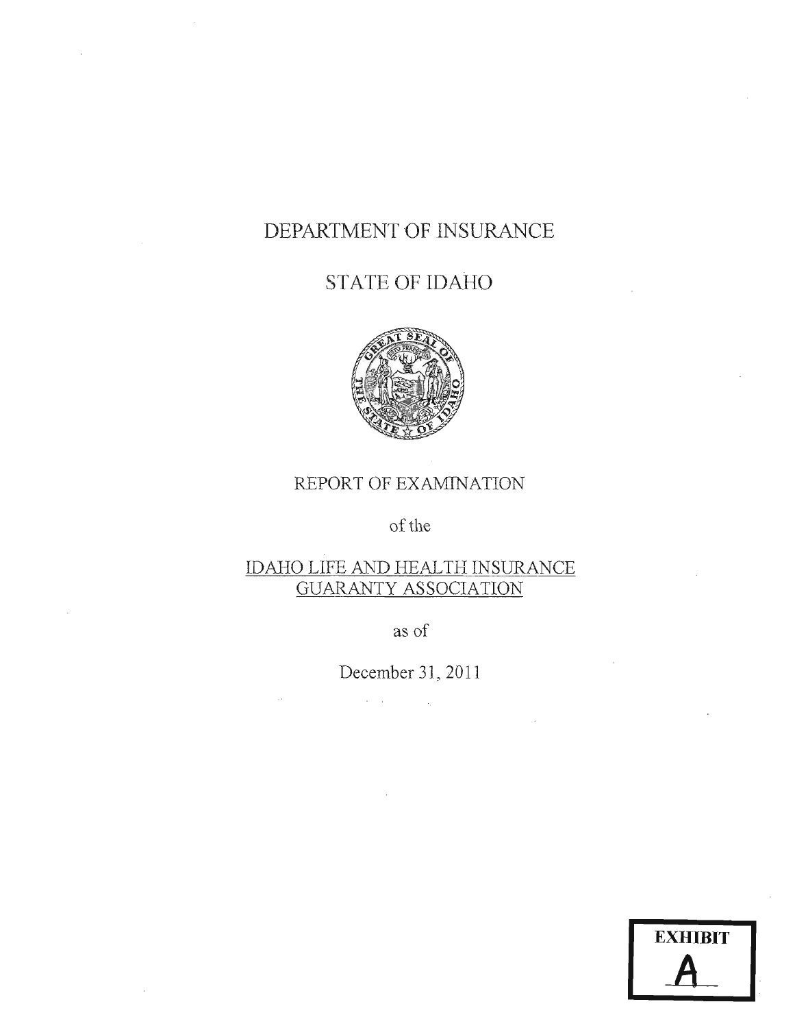# DEPARTMENT OF INSURANCE

# STATE OF IDAHO

REPORT OF EXAMINATION

of the

IDAHO LIFE AND HEALTH INSURANCE GUARANTY ASSOCIATION

as of

December 31, 2011

EXHIBIT A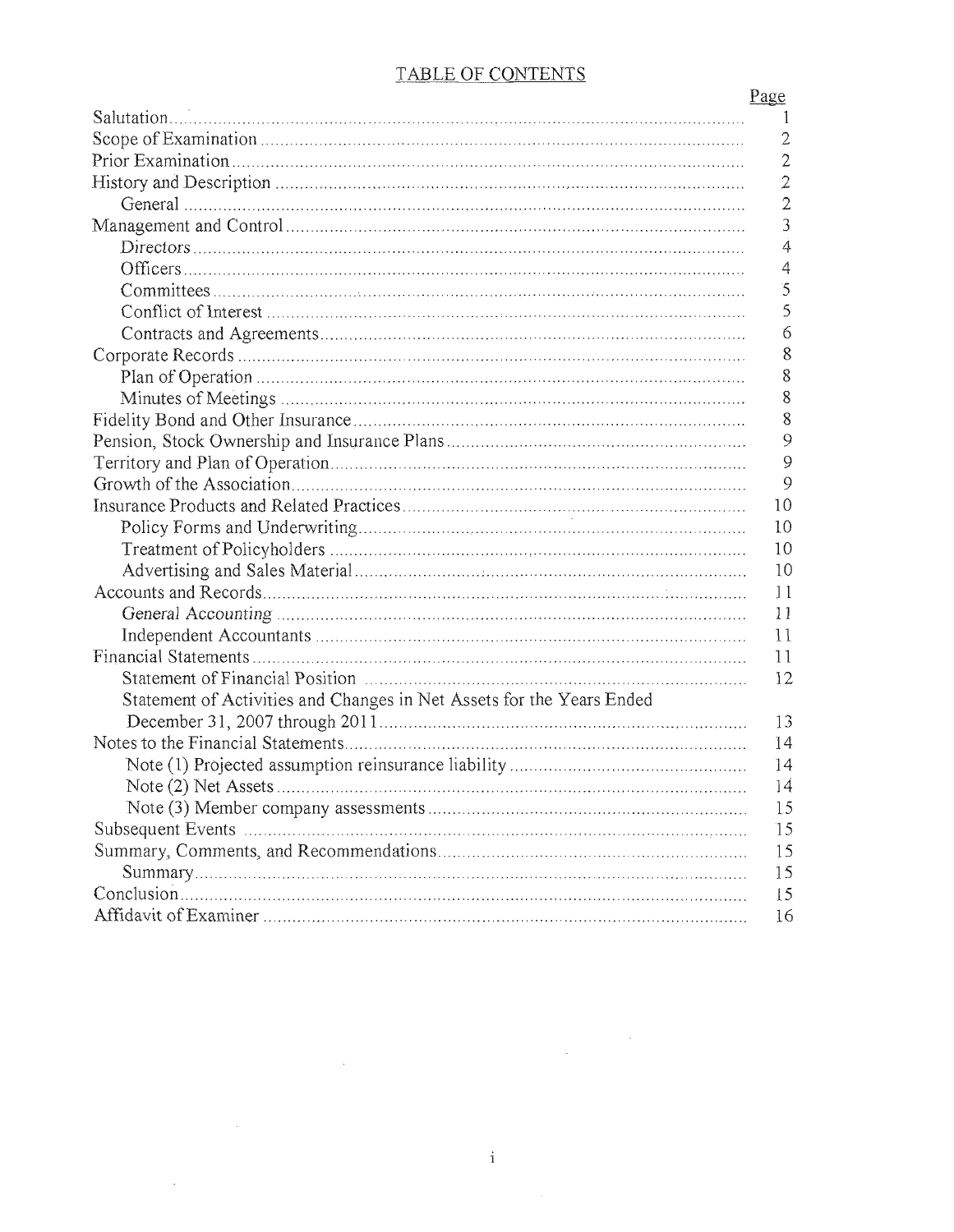# TABLE OF CONTENTS

| | Page |
|---|---|
| Salutation | 1 |
| Scope of Examination | 2 |
| Prior Examination | 2 |
| History and Description | 2 |
| General | 2 |
| Management and Control | 3 |
| Directors | 4 |
| Officers | 4 |
| Committees | 5 |
| Conflict of Interest | 5 |
| Contracts and Agreements | 6 |
| Corporate Records | 8 |
| Plan of Operation | 8 |
| Minutes of Meetings | 8 |
| Fidelity Bond and Other Insurance | 8 |
| Pension, Stock Ownership and Insurance Plans | 9 |
| Territory and Plan of Operation | 9 |
| Growth of the Association | 9 |
| Insurance Products and Related Practices | 10 |
| Policy Forms and Underwriting | 10 |
| Treatment of Policyholders | 10 |
| Advertising and Sales Material | 10 |
| Accounts and Records | 11 |
| General Accounting | 11 |
| Independent Accountants | 11 |
| Financial Statements | 11 |
| Statement of Financial Position | 12 |
| Statement of Activities and Changes in Net Assets for the Years Ended December 31, 2007 through 2011 | 13 |
| Notes to the Financial Statements | 14 |
| Note (1) Projected assumption reinsurance liability | 14 |
| Note (2) Net Assets | 14 |
| Note (3) Member company assessments | 15 |
| Subsequent Events | 15 |
| Summary, Comments, and Recommendations | 15 |
| Summary | 15 |
| Conclusion | 15 |
| Affidavit of Examiner | 16 |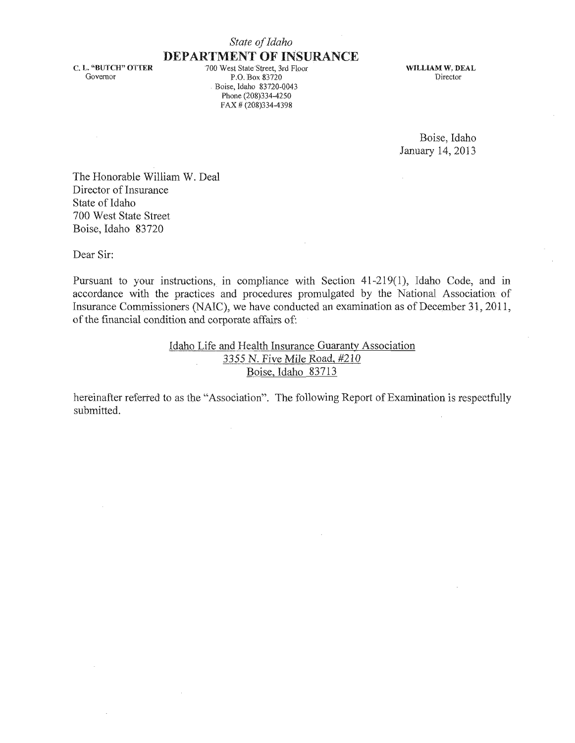*State of Idaho*

**DEPARTMENT OF INSURANCE**

**C. L. "BUTCH" OTTER**
Governor

700 West State Street, 3rd Floor
P.O. Box 83720
Boise, Idaho 83720-0043
Phone (208)334-4250
FAX # (208)334-4398

**WILLIAM W. DEAL**
Director

Boise, Idaho
January 14, 2013

The Honorable William W. Deal
Director of Insurance
State of Idaho
700 West State Street
Boise, Idaho 83720

Dear Sir:

Pursuant to your instructions, in compliance with Section 41-219(1), Idaho Code, and in accordance with the practices and procedures promulgated by the National Association of Insurance Commissioners (NAIC), we have conducted an examination as of December 31, 2011, of the financial condition and corporate affairs of:

Idaho Life and Health Insurance Guaranty Association
3355 N. Five Mile Road, #210
Boise, Idaho 83713

hereinafter referred to as the "Association". The following Report of Examination is respectfully submitted.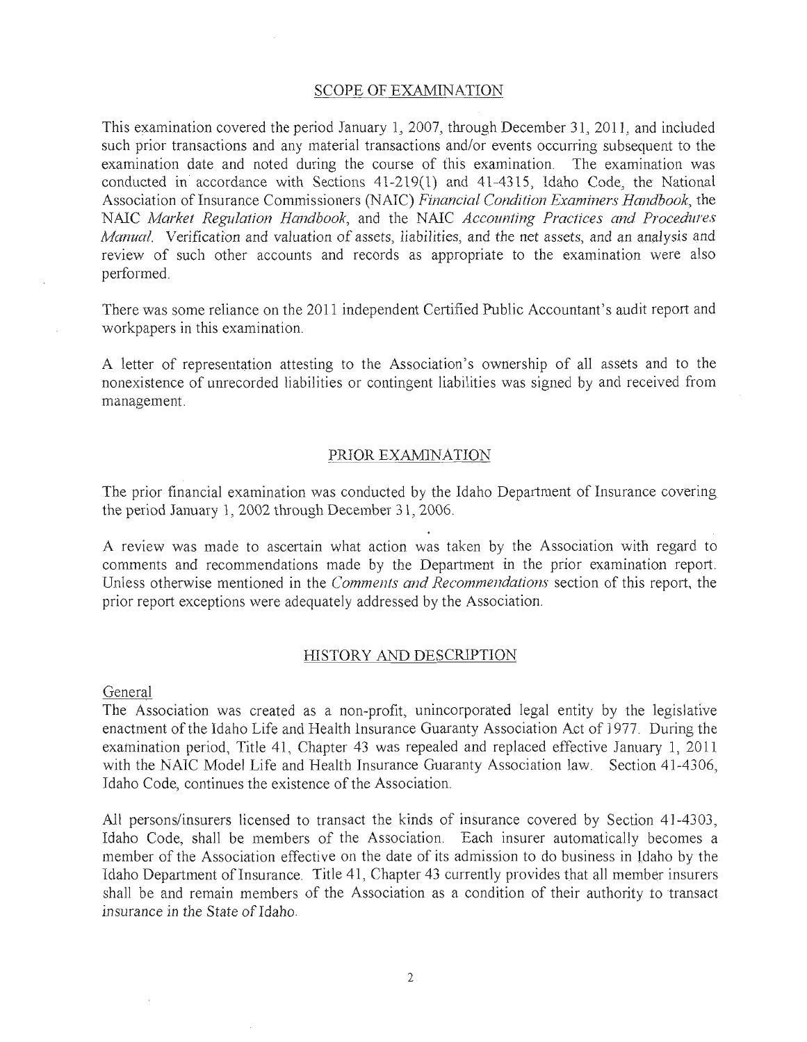## SCOPE OF EXAMINATION

This examination covered the period January 1, 2007, through December 31, 2011, and included such prior transactions and any material transactions and/or events occurring subsequent to the examination date and noted during the course of this examination. The examination was conducted in accordance with Sections 41-219(1) and 41-4315, Idaho Code, the National Association of Insurance Commissioners (NAIC) *Financial Condition Examiners Handbook*, the NAIC *Market Regulation Handbook*, and the NAIC *Accounting Practices and Procedures Manual*. Verification and valuation of assets, liabilities, and the net assets, and an analysis and review of such other accounts and records as appropriate to the examination were also performed.

There was some reliance on the 2011 independent Certified Public Accountant's audit report and workpapers in this examination.

A letter of representation attesting to the Association's ownership of all assets and to the nonexistence of unrecorded liabilities or contingent liabilities was signed by and received from management.

## PRIOR EXAMINATION

The prior financial examination was conducted by the Idaho Department of Insurance covering the period January 1, 2002 through December 31, 2006.

A review was made to ascertain what action was taken by the Association with regard to comments and recommendations made by the Department in the prior examination report. Unless otherwise mentioned in the *Comments and Recommendations* section of this report, the prior report exceptions were adequately addressed by the Association.

## HISTORY AND DESCRIPTION

### General

The Association was created as a non-profit, unincorporated legal entity by the legislative enactment of the Idaho Life and Health Insurance Guaranty Association Act of 1977. During the examination period, Title 41, Chapter 43 was repealed and replaced effective January 1, 2011 with the NAIC Model Life and Health Insurance Guaranty Association law. Section 41-4306, Idaho Code, continues the existence of the Association.

All persons/insurers licensed to transact the kinds of insurance covered by Section 41-4303, Idaho Code, shall be members of the Association. Each insurer automatically becomes a member of the Association effective on the date of its admission to do business in Idaho by the Idaho Department of Insurance. Title 41, Chapter 43 currently provides that all member insurers shall be and remain members of the Association as a condition of their authority to transact insurance in the State of Idaho.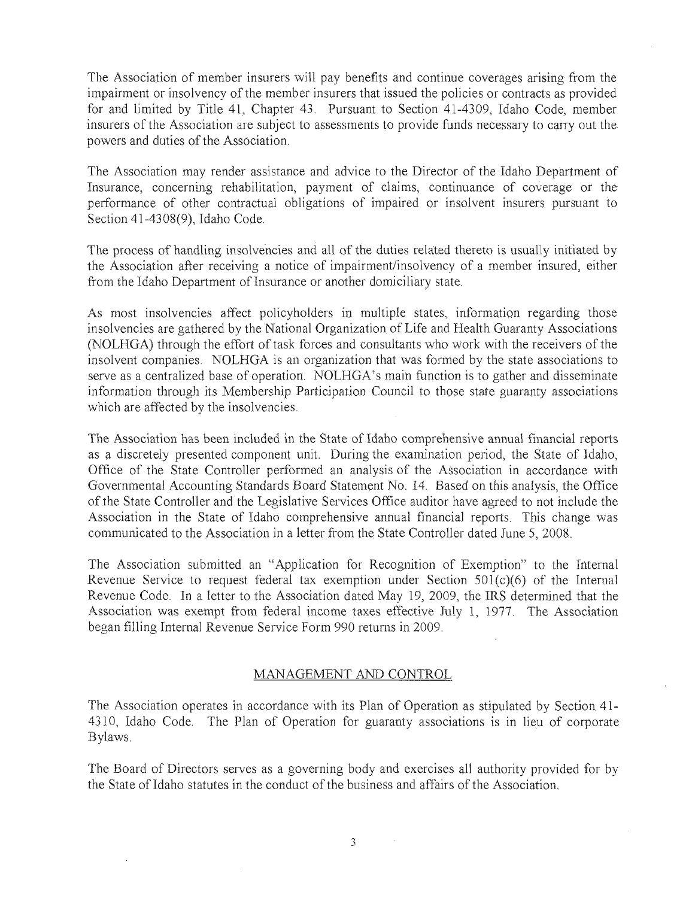The Association of member insurers will pay benefits and continue coverages arising from the impairment or insolvency of the member insurers that issued the policies or contracts as provided for and limited by Title 41, Chapter 43. Pursuant to Section 41-4309, Idaho Code, member insurers of the Association are subject to assessments to provide funds necessary to carry out the powers and duties of the Association.

The Association may render assistance and advice to the Director of the Idaho Department of Insurance, concerning rehabilitation, payment of claims, continuance of coverage or the performance of other contractual obligations of impaired or insolvent insurers pursuant to Section 41-4308(9), Idaho Code.

The process of handling insolvencies and all of the duties related thereto is usually initiated by the Association after receiving a notice of impairment/insolvency of a member insured, either from the Idaho Department of Insurance or another domiciliary state.

As most insolvencies affect policyholders in multiple states, information regarding those insolvencies are gathered by the National Organization of Life and Health Guaranty Associations (NOLHGA) through the effort of task forces and consultants who work with the receivers of the insolvent companies. NOLHGA is an organization that was formed by the state associations to serve as a centralized base of operation. NOLHGA's main function is to gather and disseminate information through its Membership Participation Council to those state guaranty associations which are affected by the insolvencies.

The Association has been included in the State of Idaho comprehensive annual financial reports as a discretely presented component unit. During the examination period, the State of Idaho, Office of the State Controller performed an analysis of the Association in accordance with Governmental Accounting Standards Board Statement No. 14. Based on this analysis, the Office of the State Controller and the Legislative Services Office auditor have agreed to not include the Association in the State of Idaho comprehensive annual financial reports. This change was communicated to the Association in a letter from the State Controller dated June 5, 2008.

The Association submitted an "Application for Recognition of Exemption" to the Internal Revenue Service to request federal tax exemption under Section 501(c)(6) of the Internal Revenue Code. In a letter to the Association dated May 19, 2009, the IRS determined that the Association was exempt from federal income taxes effective July 1, 1977. The Association began filling Internal Revenue Service Form 990 returns in 2009.

## MANAGEMENT AND CONTROL

The Association operates in accordance with its Plan of Operation as stipulated by Section 41-4310, Idaho Code. The Plan of Operation for guaranty associations is in lieu of corporate Bylaws.

The Board of Directors serves as a governing body and exercises all authority provided for by the State of Idaho statutes in the conduct of the business and affairs of the Association.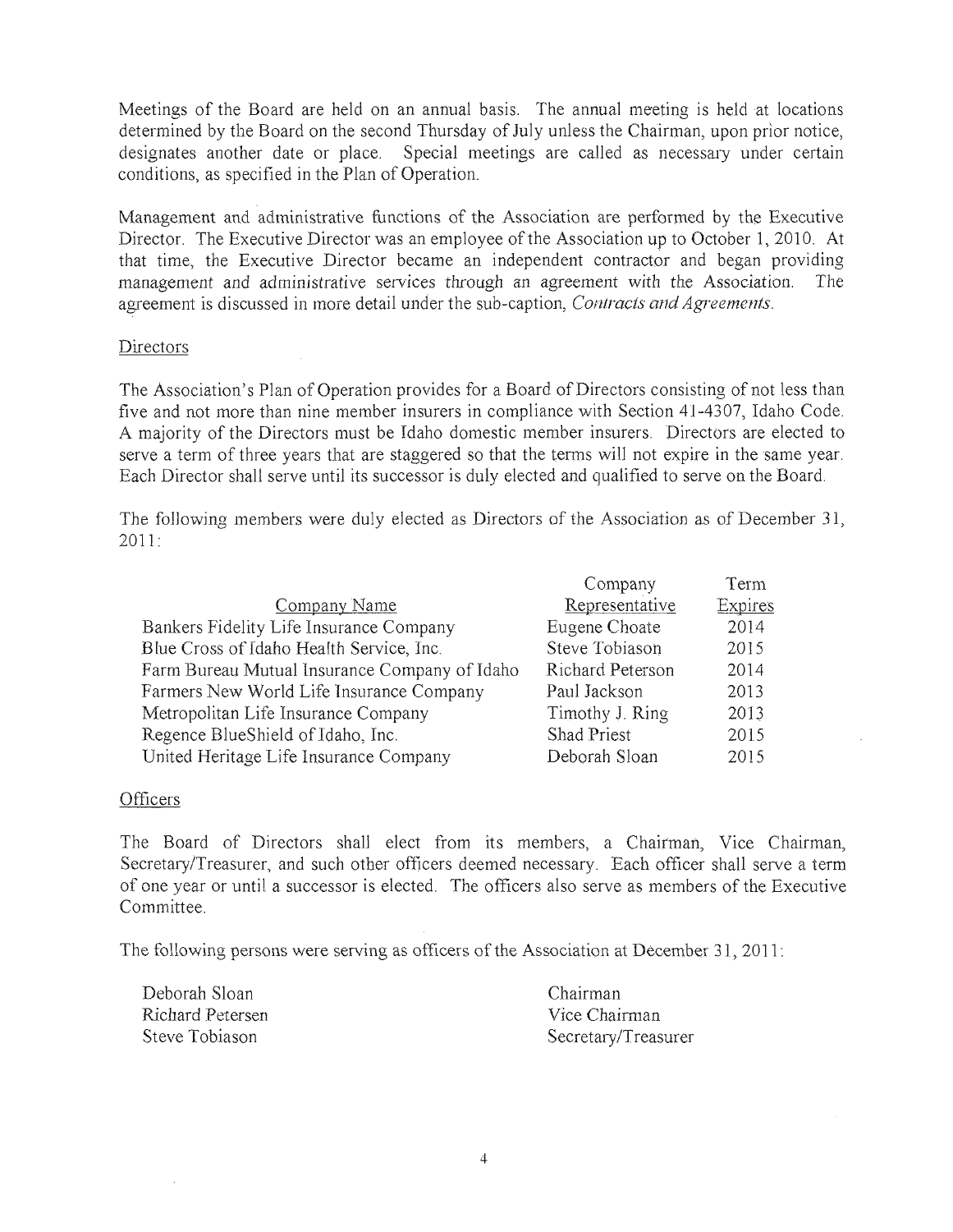Meetings of the Board are held on an annual basis. The annual meeting is held at locations determined by the Board on the second Thursday of July unless the Chairman, upon prior notice, designates another date or place. Special meetings are called as necessary under certain conditions, as specified in the Plan of Operation.

Management and administrative functions of the Association are performed by the Executive Director. The Executive Director was an employee of the Association up to October 1, 2010. At that time, the Executive Director became an independent contractor and began providing management and administrative services through an agreement with the Association. The agreement is discussed in more detail under the sub-caption, *Contracts and Agreements*.

### Directors

The Association's Plan of Operation provides for a Board of Directors consisting of not less than five and not more than nine member insurers in compliance with Section 41-4307, Idaho Code. A majority of the Directors must be Idaho domestic member insurers. Directors are elected to serve a term of three years that are staggered so that the terms will not expire in the same year. Each Director shall serve until its successor is duly elected and qualified to serve on the Board.

The following members were duly elected as Directors of the Association as of December 31, 2011:

| Company Name | Company Representative | Term Expires |
|---|---|---|
| Bankers Fidelity Life Insurance Company | Eugene Choate | 2014 |
| Blue Cross of Idaho Health Service, Inc. | Steve Tobiason | 2015 |
| Farm Bureau Mutual Insurance Company of Idaho | Richard Peterson | 2014 |
| Farmers New World Life Insurance Company | Paul Jackson | 2013 |
| Metropolitan Life Insurance Company | Timothy J. Ring | 2013 |
| Regence BlueShield of Idaho, Inc. | Shad Priest | 2015 |
| United Heritage Life Insurance Company | Deborah Sloan | 2015 |

### Officers

The Board of Directors shall elect from its members, a Chairman, Vice Chairman, Secretary/Treasurer, and such other officers deemed necessary. Each officer shall serve a term of one year or until a successor is elected. The officers also serve as members of the Executive Committee.

The following persons were serving as officers of the Association at December 31, 2011:

| | |
|---|---|
| Deborah Sloan | Chairman |
| Richard Petersen | Vice Chairman |
| Steve Tobiason | Secretary/Treasurer |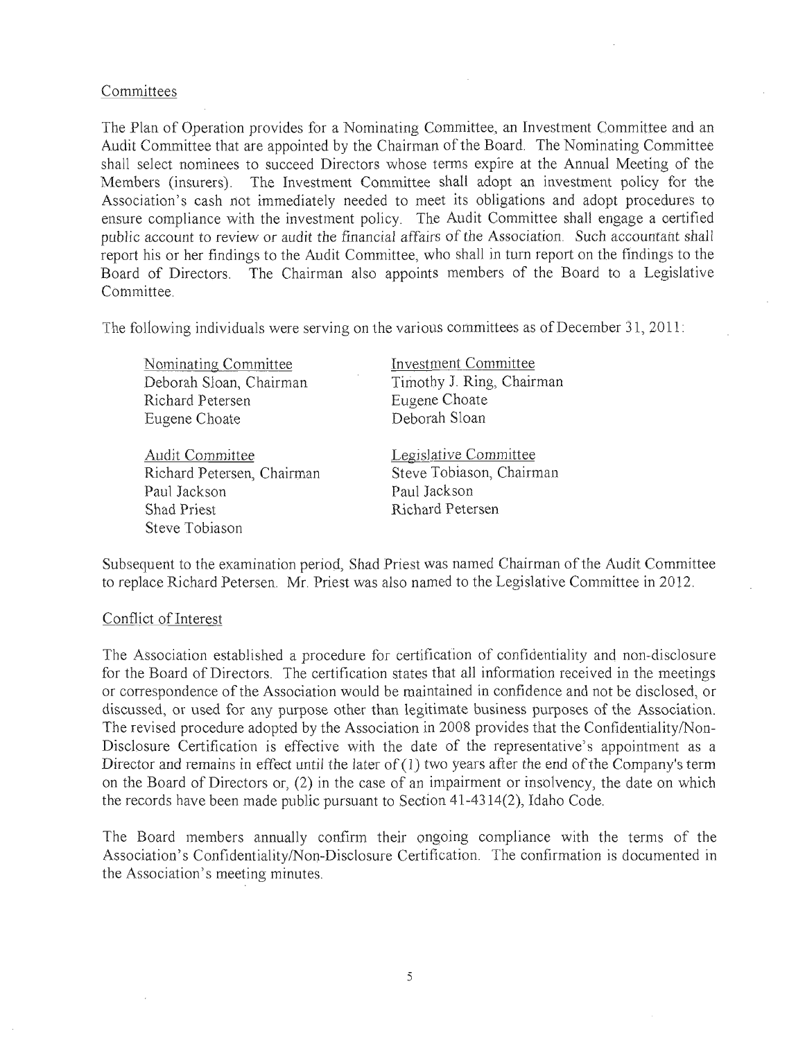## Committees

The Plan of Operation provides for a Nominating Committee, an Investment Committee and an Audit Committee that are appointed by the Chairman of the Board. The Nominating Committee shall select nominees to succeed Directors whose terms expire at the Annual Meeting of the Members (insurers). The Investment Committee shall adopt an investment policy for the Association's cash not immediately needed to meet its obligations and adopt procedures to ensure compliance with the investment policy. The Audit Committee shall engage a certified public account to review or audit the financial affairs of the Association. Such accountant shall report his or her findings to the Audit Committee, who shall in turn report on the findings to the Board of Directors. The Chairman also appoints members of the Board to a Legislative Committee.

The following individuals were serving on the various committees as of December 31, 2011:

Nominating Committee
Deborah Sloan, Chairman
Richard Petersen
Eugene Choate

Investment Committee
Timothy J. Ring, Chairman
Eugene Choate
Deborah Sloan

Audit Committee
Richard Petersen, Chairman
Paul Jackson
Shad Priest
Steve Tobiason

Legislative Committee
Steve Tobiason, Chairman
Paul Jackson
Richard Petersen

Subsequent to the examination period, Shad Priest was named Chairman of the Audit Committee to replace Richard Petersen. Mr. Priest was also named to the Legislative Committee in 2012.

## Conflict of Interest

The Association established a procedure for certification of confidentiality and non-disclosure for the Board of Directors. The certification states that all information received in the meetings or correspondence of the Association would be maintained in confidence and not be disclosed, or discussed, or used for any purpose other than legitimate business purposes of the Association. The revised procedure adopted by the Association in 2008 provides that the Confidentiality/Non-Disclosure Certification is effective with the date of the representative's appointment as a Director and remains in effect until the later of (1) two years after the end of the Company's term on the Board of Directors or, (2) in the case of an impairment or insolvency, the date on which the records have been made public pursuant to Section 41-4314(2), Idaho Code.

The Board members annually confirm their ongoing compliance with the terms of the Association's Confidentiality/Non-Disclosure Certification. The confirmation is documented in the Association's meeting minutes.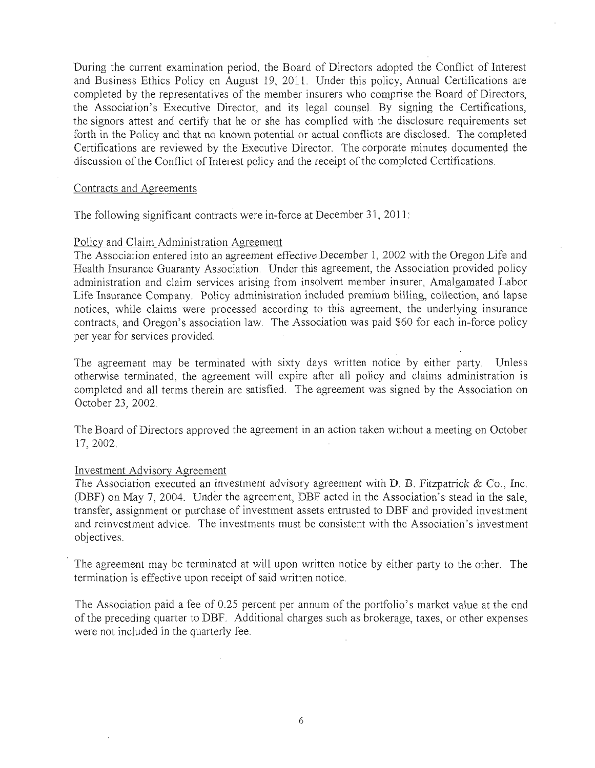During the current examination period, the Board of Directors adopted the Conflict of Interest and Business Ethics Policy on August 19, 2011. Under this policy, Annual Certifications are completed by the representatives of the member insurers who comprise the Board of Directors, the Association's Executive Director, and its legal counsel. By signing the Certifications, the signors attest and certify that he or she has complied with the disclosure requirements set forth in the Policy and that no known potential or actual conflicts are disclosed. The completed Certifications are reviewed by the Executive Director. The corporate minutes documented the discussion of the Conflict of Interest policy and the receipt of the completed Certifications.

## Contracts and Agreements

The following significant contracts were in-force at December 31, 2011:

### Policy and Claim Administration Agreement

The Association entered into an agreement effective December 1, 2002 with the Oregon Life and Health Insurance Guaranty Association. Under this agreement, the Association provided policy administration and claim services arising from insolvent member insurer, Amalgamated Labor Life Insurance Company. Policy administration included premium billing, collection, and lapse notices, while claims were processed according to this agreement, the underlying insurance contracts, and Oregon's association law. The Association was paid $60 for each in-force policy per year for services provided.

The agreement may be terminated with sixty days written notice by either party. Unless otherwise terminated, the agreement will expire after all policy and claims administration is completed and all terms therein are satisfied. The agreement was signed by the Association on October 23, 2002.

The Board of Directors approved the agreement in an action taken without a meeting on October 17, 2002.

### Investment Advisory Agreement

The Association executed an investment advisory agreement with D. B. Fitzpatrick & Co., Inc. (DBF) on May 7, 2004. Under the agreement, DBF acted in the Association's stead in the sale, transfer, assignment or purchase of investment assets entrusted to DBF and provided investment and reinvestment advice. The investments must be consistent with the Association's investment objectives.

The agreement may be terminated at will upon written notice by either party to the other. The termination is effective upon receipt of said written notice.

The Association paid a fee of 0.25 percent per annum of the portfolio's market value at the end of the preceding quarter to DBF. Additional charges such as brokerage, taxes, or other expenses were not included in the quarterly fee.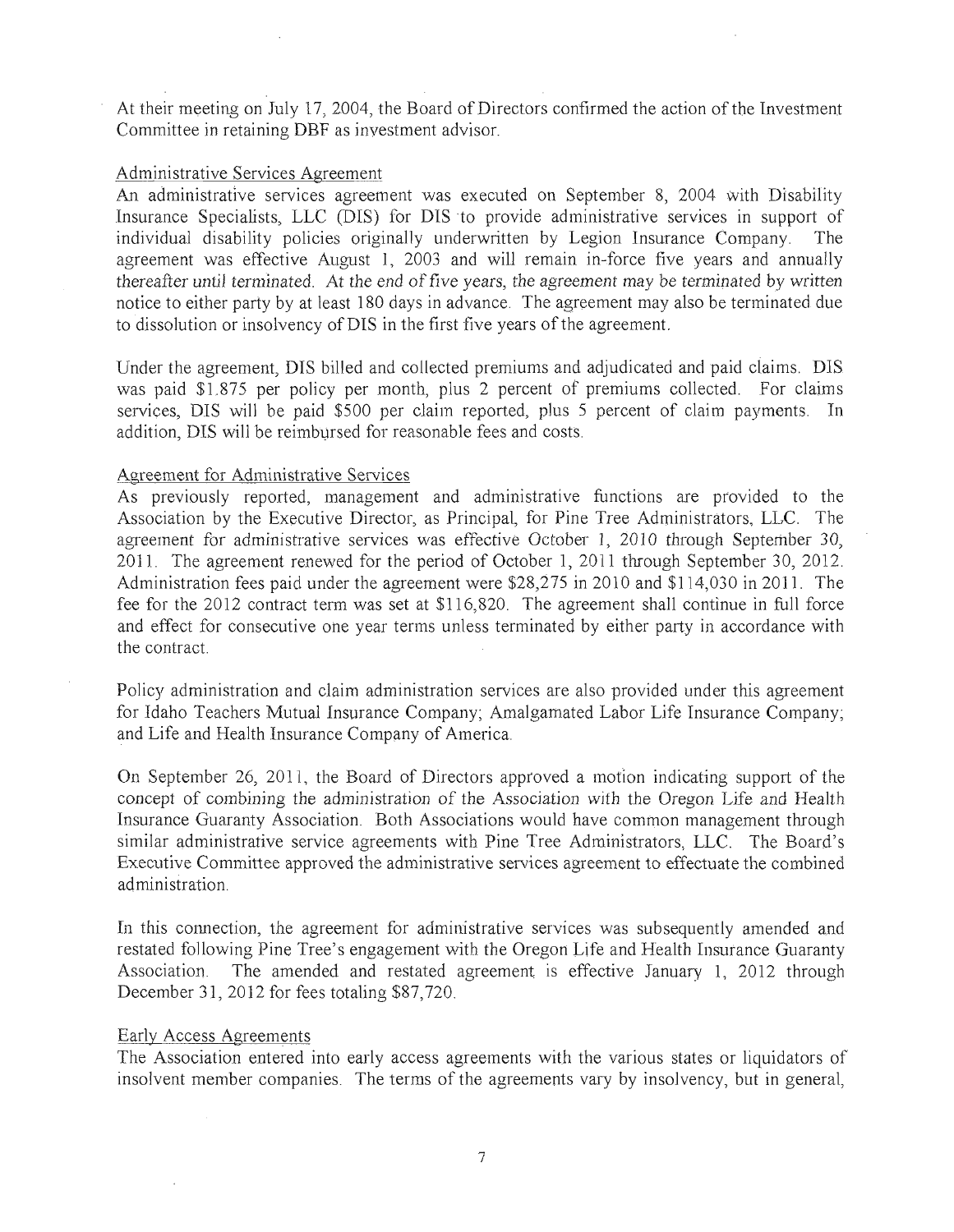At their meeting on July 17, 2004, the Board of Directors confirmed the action of the Investment Committee in retaining DBF as investment advisor.

Administrative Services Agreement

An administrative services agreement was executed on September 8, 2004 with Disability Insurance Specialists, LLC (DIS) for DIS to provide administrative services in support of individual disability policies originally underwritten by Legion Insurance Company. The agreement was effective August 1, 2003 and will remain in-force five years and annually thereafter until terminated. At the end of five years, the agreement may be terminated by written notice to either party by at least 180 days in advance. The agreement may also be terminated due to dissolution or insolvency of DIS in the first five years of the agreement.

Under the agreement, DIS billed and collected premiums and adjudicated and paid claims. DIS was paid $1.875 per policy per month, plus 2 percent of premiums collected. For claims services, DIS will be paid $500 per claim reported, plus 5 percent of claim payments. In addition, DIS will be reimbursed for reasonable fees and costs.

Agreement for Administrative Services

As previously reported, management and administrative functions are provided to the Association by the Executive Director, as Principal, for Pine Tree Administrators, LLC. The agreement for administrative services was effective October 1, 2010 through September 30, 2011. The agreement renewed for the period of October 1, 2011 through September 30, 2012. Administration fees paid under the agreement were $28,275 in 2010 and $114,030 in 2011. The fee for the 2012 contract term was set at $116,820. The agreement shall continue in full force and effect for consecutive one year terms unless terminated by either party in accordance with the contract.

Policy administration and claim administration services are also provided under this agreement for Idaho Teachers Mutual Insurance Company; Amalgamated Labor Life Insurance Company; and Life and Health Insurance Company of America.

On September 26, 2011, the Board of Directors approved a motion indicating support of the concept of combining the administration of the Association with the Oregon Life and Health Insurance Guaranty Association. Both Associations would have common management through similar administrative service agreements with Pine Tree Administrators, LLC. The Board's Executive Committee approved the administrative services agreement to effectuate the combined administration.

In this connection, the agreement for administrative services was subsequently amended and restated following Pine Tree's engagement with the Oregon Life and Health Insurance Guaranty Association. The amended and restated agreement is effective January 1, 2012 through December 31, 2012 for fees totaling $87,720.

Early Access Agreements

The Association entered into early access agreements with the various states or liquidators of insolvent member companies. The terms of the agreements vary by insolvency, but in general,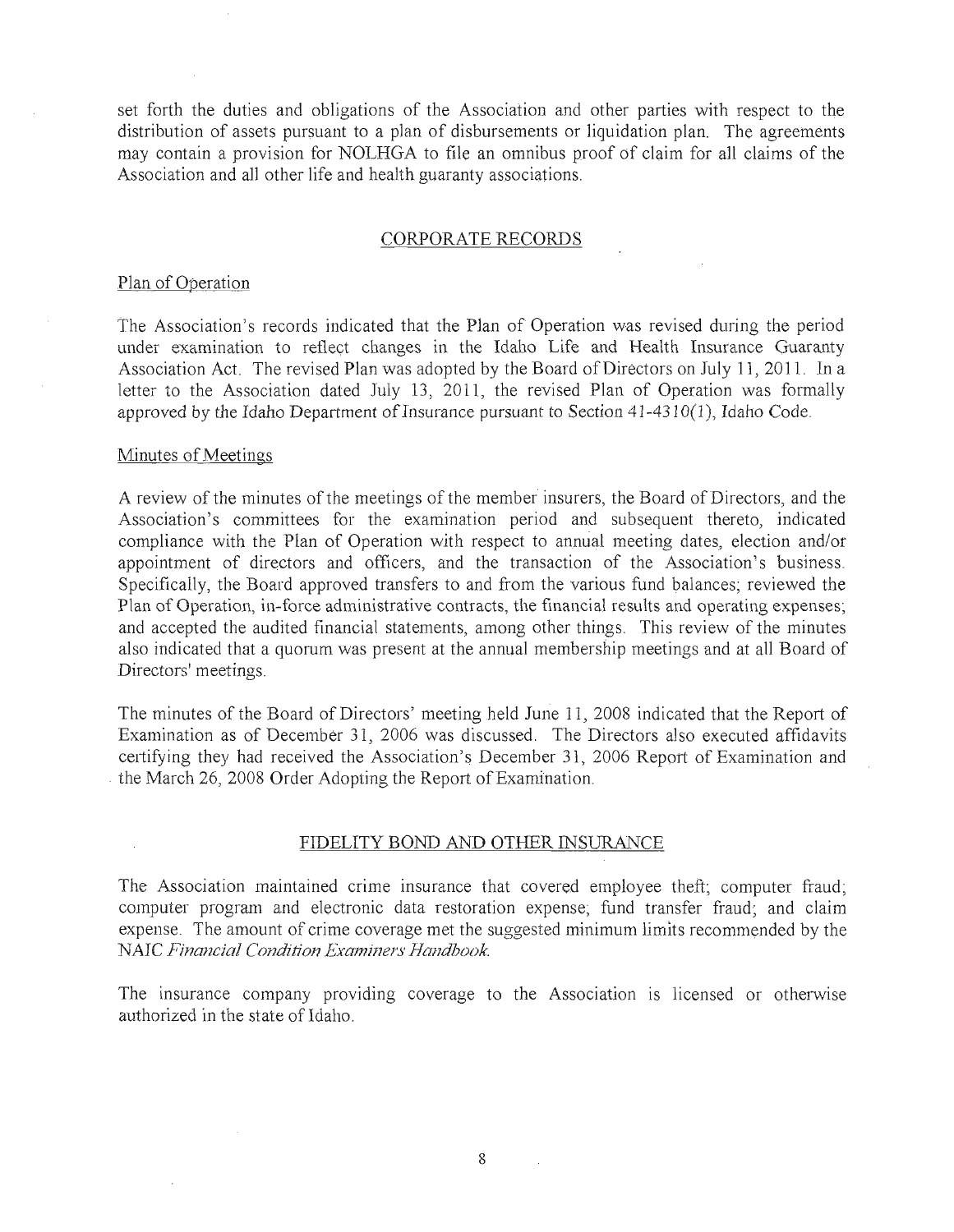set forth the duties and obligations of the Association and other parties with respect to the distribution of assets pursuant to a plan of disbursements or liquidation plan. The agreements may contain a provision for NOLHGA to file an omnibus proof of claim for all claims of the Association and all other life and health guaranty associations.

## CORPORATE RECORDS

### Plan of Operation

The Association's records indicated that the Plan of Operation was revised during the period under examination to reflect changes in the Idaho Life and Health Insurance Guaranty Association Act. The revised Plan was adopted by the Board of Directors on July 11, 2011. In a letter to the Association dated July 13, 2011, the revised Plan of Operation was formally approved by the Idaho Department of Insurance pursuant to Section 41-4310(1), Idaho Code.

### Minutes of Meetings

A review of the minutes of the meetings of the member insurers, the Board of Directors, and the Association's committees for the examination period and subsequent thereto, indicated compliance with the Plan of Operation with respect to annual meeting dates, election and/or appointment of directors and officers, and the transaction of the Association's business. Specifically, the Board approved transfers to and from the various fund balances; reviewed the Plan of Operation, in-force administrative contracts, the financial results and operating expenses; and accepted the audited financial statements, among other things. This review of the minutes also indicated that a quorum was present at the annual membership meetings and at all Board of Directors' meetings.

The minutes of the Board of Directors' meeting held June 11, 2008 indicated that the Report of Examination as of December 31, 2006 was discussed. The Directors also executed affidavits certifying they had received the Association's December 31, 2006 Report of Examination and the March 26, 2008 Order Adopting the Report of Examination.

## FIDELITY BOND AND OTHER INSURANCE

The Association maintained crime insurance that covered employee theft; computer fraud; computer program and electronic data restoration expense; fund transfer fraud; and claim expense. The amount of crime coverage met the suggested minimum limits recommended by the NAIC *Financial Condition Examiners Handbook*.

The insurance company providing coverage to the Association is licensed or otherwise authorized in the state of Idaho.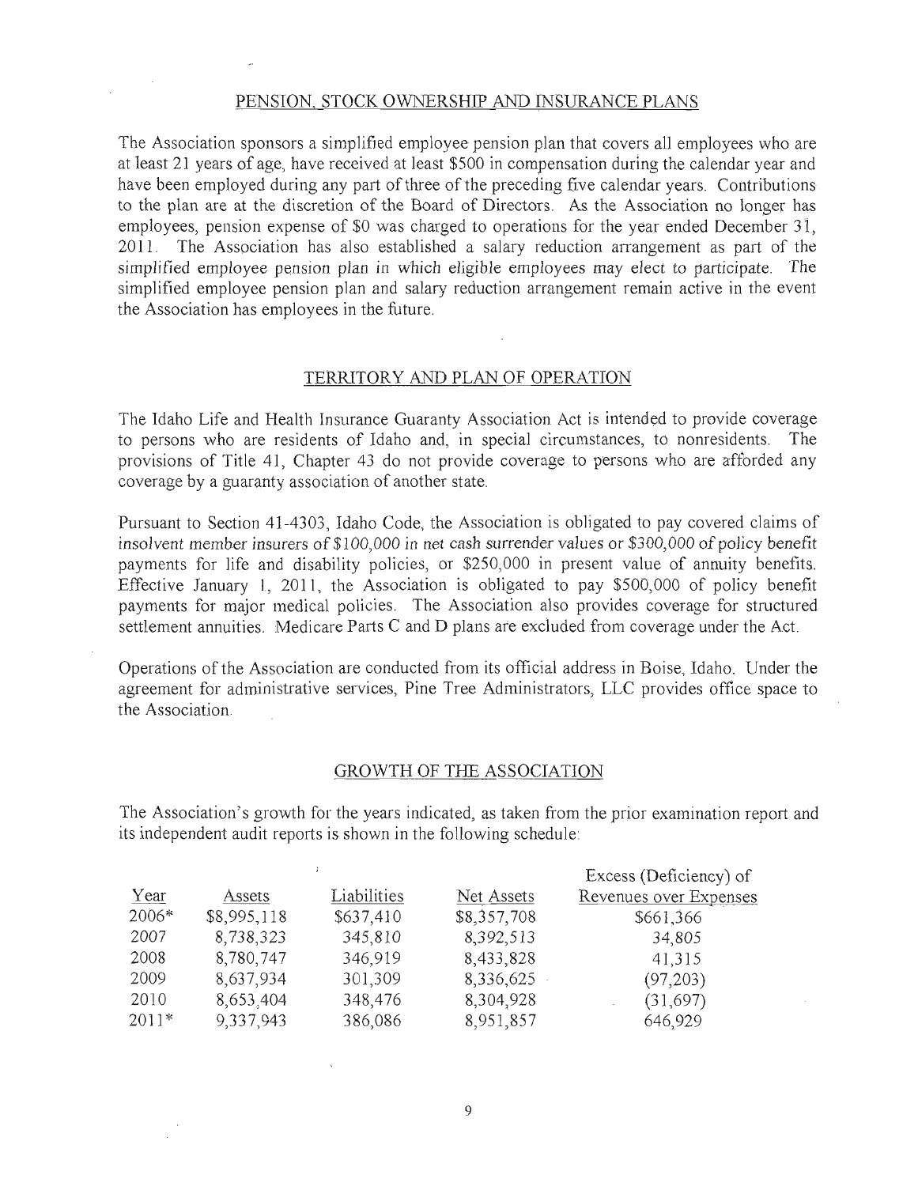## PENSION, STOCK OWNERSHIP AND INSURANCE PLANS

The Association sponsors a simplified employee pension plan that covers all employees who are at least 21 years of age, have received at least $500 in compensation during the calendar year and have been employed during any part of three of the preceding five calendar years. Contributions to the plan are at the discretion of the Board of Directors. As the Association no longer has employees, pension expense of $0 was charged to operations for the year ended December 31, 2011. The Association has also established a salary reduction arrangement as part of the simplified employee pension plan in which eligible employees may elect to participate. The simplified employee pension plan and salary reduction arrangement remain active in the event the Association has employees in the future.

## TERRITORY AND PLAN OF OPERATION

The Idaho Life and Health Insurance Guaranty Association Act is intended to provide coverage to persons who are residents of Idaho and, in special circumstances, to nonresidents. The provisions of Title 41, Chapter 43 do not provide coverage to persons who are afforded any coverage by a guaranty association of another state.

Pursuant to Section 41-4303, Idaho Code, the Association is obligated to pay covered claims of insolvent member insurers of $100,000 in net cash surrender values or $300,000 of policy benefit payments for life and disability policies, or $250,000 in present value of annuity benefits. Effective January 1, 2011, the Association is obligated to pay $500,000 of policy benefit payments for major medical policies. The Association also provides coverage for structured settlement annuities. Medicare Parts C and D plans are excluded from coverage under the Act.

Operations of the Association are conducted from its official address in Boise, Idaho. Under the agreement for administrative services, Pine Tree Administrators, LLC provides office space to the Association.

## GROWTH OF THE ASSOCIATION

The Association's growth for the years indicated, as taken from the prior examination report and its independent audit reports is shown in the following schedule:

| Year | Assets | Liabilities | Net Assets | Excess (Deficiency) of Revenues over Expenses |
|---|---|---|---|---|
| 2006* | $8,995,118 | $637,410 | $8,357,708 | $661,366 |
| 2007 | 8,738,323 | 345,810 | 8,392,513 | 34,805 |
| 2008 | 8,780,747 | 346,919 | 8,433,828 | 41,315 |
| 2009 | 8,637,934 | 301,309 | 8,336,625 | (97,203) |
| 2010 | 8,653,404 | 348,476 | 8,304,928 | (31,697) |
| 2011* | 9,337,943 | 386,086 | 8,951,857 | 646,929 |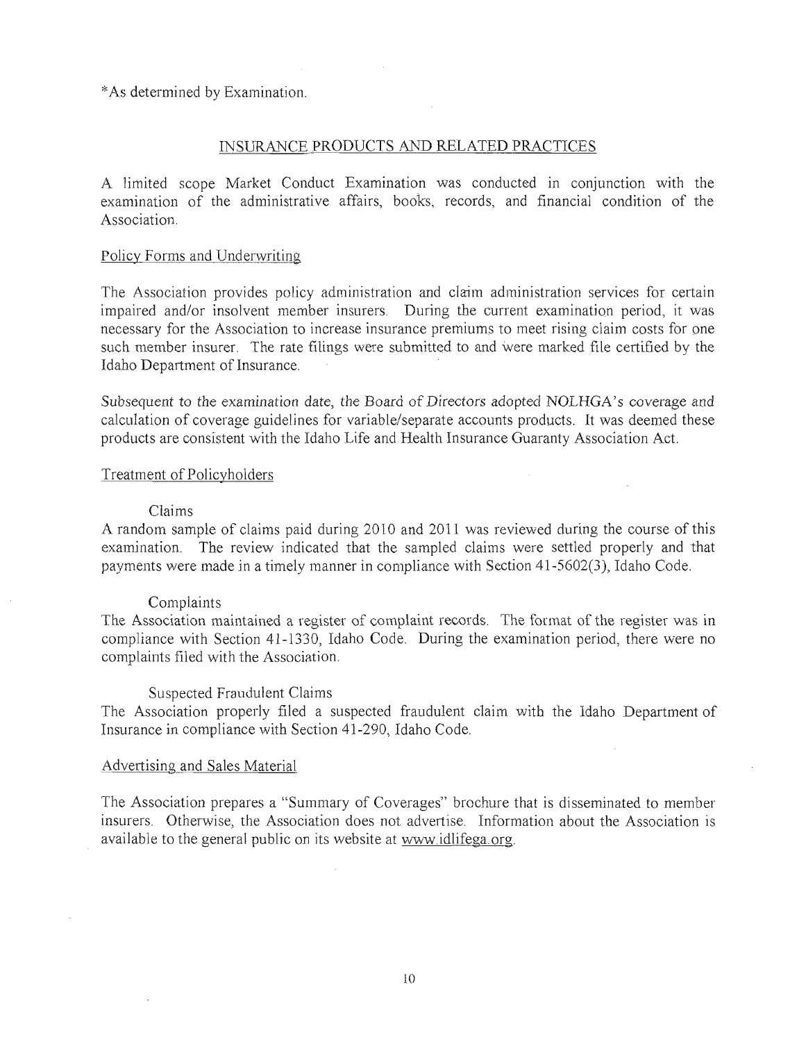*As determined by Examination.

## INSURANCE PRODUCTS AND RELATED PRACTICES

A limited scope Market Conduct Examination was conducted in conjunction with the examination of the administrative affairs, books, records, and financial condition of the Association.

### Policy Forms and Underwriting

The Association provides policy administration and claim administration services for certain impaired and/or insolvent member insurers. During the current examination period, it was necessary for the Association to increase insurance premiums to meet rising claim costs for one such member insurer. The rate filings were submitted to and were marked file certified by the Idaho Department of Insurance.

Subsequent to the examination date, the Board of Directors adopted NOLHGA's coverage and calculation of coverage guidelines for variable/separate accounts products. It was deemed these products are consistent with the Idaho Life and Health Insurance Guaranty Association Act.

### Treatment of Policyholders

#### Claims

A random sample of claims paid during 2010 and 2011 was reviewed during the course of this examination. The review indicated that the sampled claims were settled properly and that payments were made in a timely manner in compliance with Section 41-5602(3), Idaho Code.

#### Complaints

The Association maintained a register of complaint records. The format of the register was in compliance with Section 41-1330, Idaho Code. During the examination period, there were no complaints filed with the Association.

#### Suspected Fraudulent Claims

The Association properly filed a suspected fraudulent claim with the Idaho Department of Insurance in compliance with Section 41-290, Idaho Code.

### Advertising and Sales Material

The Association prepares a "Summary of Coverages" brochure that is disseminated to member insurers. Otherwise, the Association does not advertise. Information about the Association is available to the general public on its website at www.idlifega.org.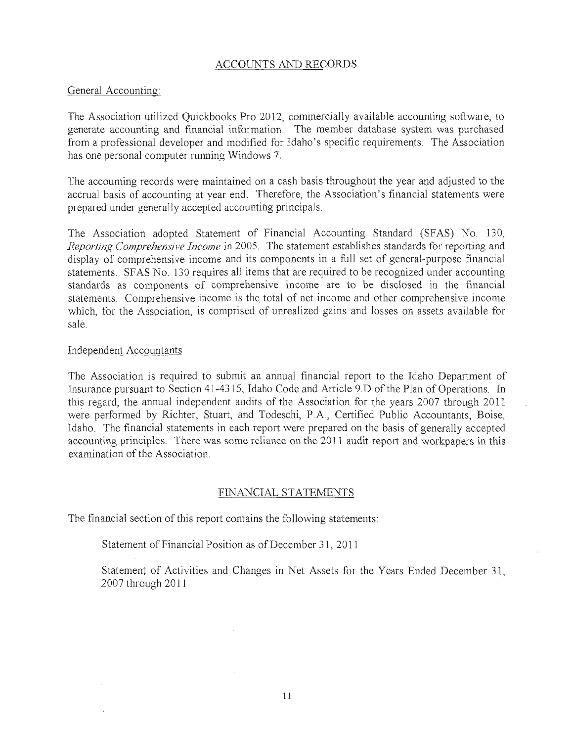## ACCOUNTS AND RECORDS

### General Accounting:

The Association utilized Quickbooks Pro 2012, commercially available accounting software, to generate accounting and financial information. The member database system was purchased from a professional developer and modified for Idaho's specific requirements. The Association has one personal computer running Windows 7.

The accounting records were maintained on a cash basis throughout the year and adjusted to the accrual basis of accounting at year end. Therefore, the Association's financial statements were prepared under generally accepted accounting principals.

The Association adopted Statement of Financial Accounting Standard (SFAS) No. 130, *Reporting Comprehensive Income* in 2005. The statement establishes standards for reporting and display of comprehensive income and its components in a full set of general-purpose financial statements. SFAS No. 130 requires all items that are required to be recognized under accounting standards as components of comprehensive income are to be disclosed in the financial statements. Comprehensive income is the total of net income and other comprehensive income which, for the Association, is comprised of unrealized gains and losses on assets available for sale.

### Independent Accountants

The Association is required to submit an annual financial report to the Idaho Department of Insurance pursuant to Section 41-4315, Idaho Code and Article 9.D of the Plan of Operations. In this regard, the annual independent audits of the Association for the years 2007 through 2011 were performed by Richter, Stuart, and Todeschi, P.A., Certified Public Accountants, Boise, Idaho. The financial statements in each report were prepared on the basis of generally accepted accounting principles. There was some reliance on the 2011 audit report and workpapers in this examination of the Association.

## FINANCIAL STATEMENTS

The financial section of this report contains the following statements:

Statement of Financial Position as of December 31, 2011

Statement of Activities and Changes in Net Assets for the Years Ended December 31, 2007 through 2011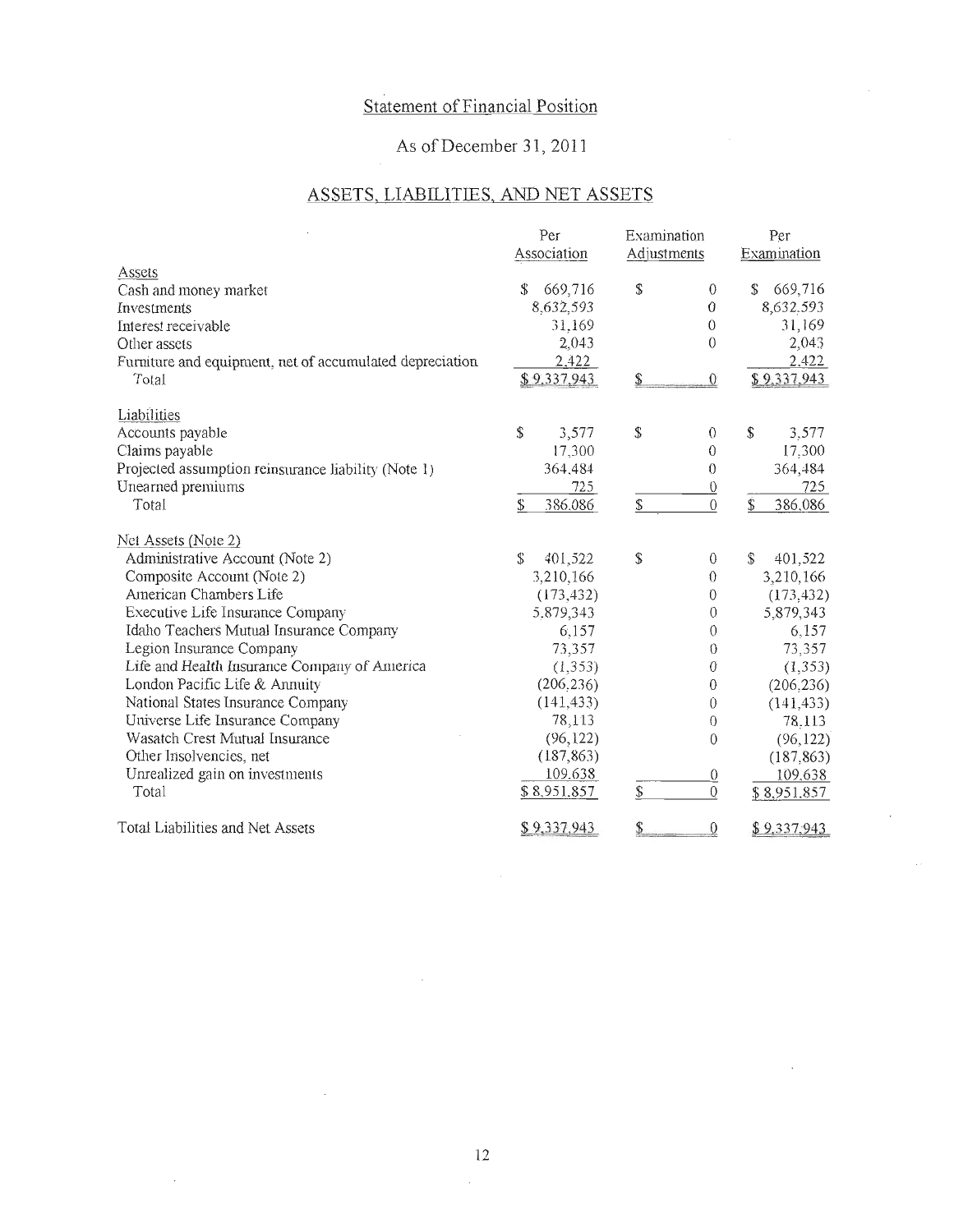## Statement of Financial Position

### As of December 31, 2011

### ASSETS, LIABILITIES, AND NET ASSETS

| | Per Association | Examination Adjustments | Per Examination |
|---|---|---|---|
| **Assets** | | | |
| Cash and money market | $ 669,716 | $ 0 | $ 669,716 |
| Investments | 8,632,593 | 0 | 8,632,593 |
| Interest receivable | 31,169 | 0 | 31,169 |
| Other assets | 2,043 | 0 | 2,043 |
| Furniture and equipment, net of accumulated depreciation | 2,422 | | 2,422 |
| Total | $ 9,337,943 | $ 0 | $ 9,337,943 |
| **Liabilities** | | | |
| Accounts payable | $ 3,577 | $ 0 | $ 3,577 |
| Claims payable | 17,300 | 0 | 17,300 |
| Projected assumption reinsurance liability (Note 1) | 364,484 | 0 | 364,484 |
| Unearned premiums | 725 | 0 | 725 |
| Total | $ 386,086 | $ 0 | $ 386,086 |
| **Net Assets (Note 2)** | | | |
| Administrative Account (Note 2) | $ 401,522 | $ 0 | $ 401,522 |
| Composite Account (Note 2) | 3,210,166 | 0 | 3,210,166 |
| American Chambers Life | (173,432) | 0 | (173,432) |
| Executive Life Insurance Company | 5,879,343 | 0 | 5,879,343 |
| Idaho Teachers Mutual Insurance Company | 6,157 | 0 | 6,157 |
| Legion Insurance Company | 73,357 | 0 | 73,357 |
| Life and Health Insurance Company of America | (1,353) | 0 | (1,353) |
| London Pacific Life & Annuity | (206,236) | 0 | (206,236) |
| National States Insurance Company | (141,433) | 0 | (141,433) |
| Universe Life Insurance Company | 78,113 | 0 | 78,113 |
| Wasatch Crest Mutual Insurance | (96,122) | 0 | (96,122) |
| Other Insolvencies, net | (187,863) | | (187,863) |
| Unrealized gain on investments | 109,638 | 0 | 109,638 |
| Total | $ 8,951,857 | $ 0 | $ 8,951,857 |
| Total Liabilities and Net Assets | $ 9,337,943 | $ 0 | $ 9,337,943 |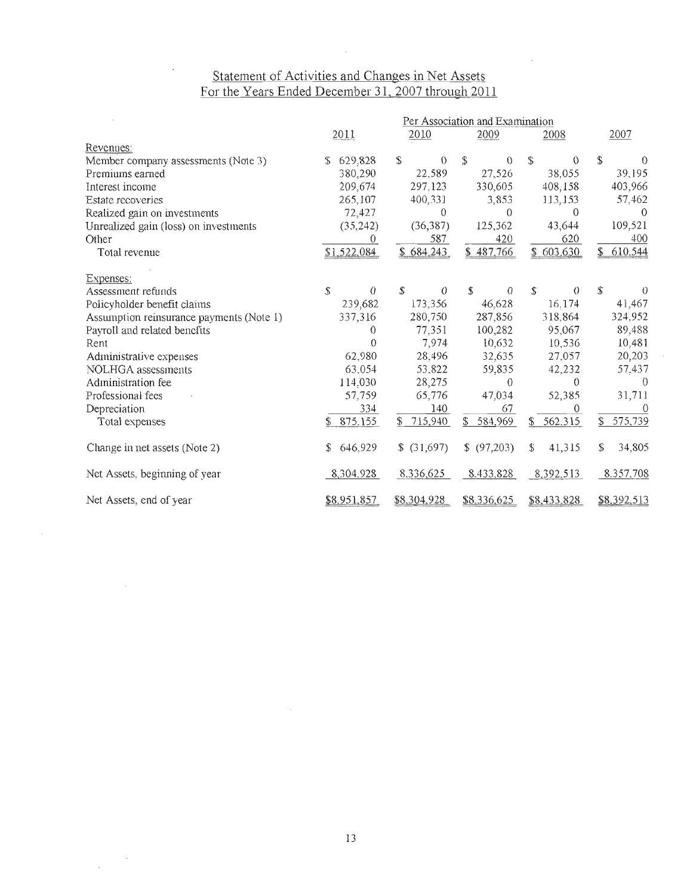## Statement of Activities and Changes in Net Assets
## For the Years Ended December 31, 2007 through 2011

| | Per Association and Examination | | | | |
|---|---|---|---|---|---|
| | 2011 | 2010 | 2009 | 2008 | 2007 |
| **Revenues:** | | | | | |
| Member company assessments (Note 3) | $ 629,828 | $ 0 | $ 0 | $ 0 | $ 0 |
| Premiums earned | 380,290 | 22,589 | 27,526 | 38,055 | 39,195 |
| Interest income | 209,674 | 297,123 | 330,605 | 408,158 | 403,966 |
| Estate recoveries | 265,107 | 400,331 | 3,853 | 113,153 | 57,462 |
| Realized gain on investments | 72,427 | 0 | 0 | 0 | 0 |
| Unrealized gain (loss) on investments | (35,242) | (36,387) | 125,362 | 43,644 | 109,521 |
| Other | 0 | 587 | 420 | 620 | 400 |
| Total revenue | $1,522,084 | $ 684,243 | $ 487,766 | $ 603,630 | $ 610,544 |
| **Expenses:** | | | | | |
| Assessment refunds | $ 0 | $ 0 | $ 0 | $ 0 | $ 0 |
| Policyholder benefit claims | 239,682 | 173,356 | 46,628 | 16,174 | 41,467 |
| Assumption reinsurance payments (Note 1) | 337,316 | 280,750 | 287,856 | 318,864 | 324,952 |
| Payroll and related benefits | 0 | 77,351 | 100,282 | 95,067 | 89,488 |
| Rent | 0 | 7,974 | 10,632 | 10,536 | 10,481 |
| Administrative expenses | 62,980 | 28,496 | 32,635 | 27,057 | 20,203 |
| NOLHGA assessments | 63,054 | 53,822 | 59,835 | 42,232 | 57,437 |
| Administration fee | 114,030 | 28,275 | 0 | 0 | 0 |
| Professional fees | 57,759 | 65,776 | 47,034 | 52,385 | 31,711 |
| Depreciation | 334 | 140 | 67 | 0 | 0 |
| Total expenses | $ 875,155 | $ 715,940 | $ 584,969 | $ 562,315 | $ 575,739 |
| Change in net assets (Note 2) | $ 646,929 | $ (31,697) | $ (97,203) | $ 41,315 | $ 34,805 |
| Net Assets, beginning of year | 8,304,928 | 8,336,625 | 8,433,828 | 8,392,513 | 8,357,708 |
| Net Assets, end of year | $8,951,857 | $8,304,928 | $8,336,625 | $8,433,828 | $8,392,513 |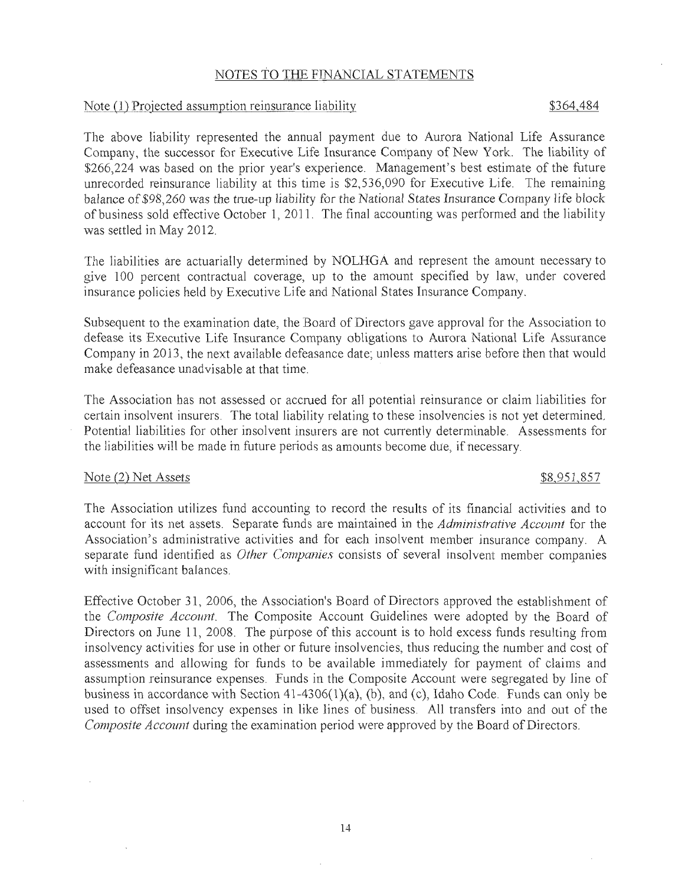## NOTES TO THE FINANCIAL STATEMENTS

### Note (1) Projected assumption reinsurance liability $364,484

The above liability represented the annual payment due to Aurora National Life Assurance Company, the successor for Executive Life Insurance Company of New York. The liability of $266,224 was based on the prior year's experience. Management's best estimate of the future unrecorded reinsurance liability at this time is $2,536,090 for Executive Life. The remaining balance of $98,260 was the true-up liability for the National States Insurance Company life block of business sold effective October 1, 2011. The final accounting was performed and the liability was settled in May 2012.

The liabilities are actuarially determined by NOLHGA and represent the amount necessary to give 100 percent contractual coverage, up to the amount specified by law, under covered insurance policies held by Executive Life and National States Insurance Company.

Subsequent to the examination date, the Board of Directors gave approval for the Association to defease its Executive Life Insurance Company obligations to Aurora National Life Assurance Company in 2013, the next available defeasance date; unless matters arise before then that would make defeasance unadvisable at that time.

The Association has not assessed or accrued for all potential reinsurance or claim liabilities for certain insolvent insurers. The total liability relating to these insolvencies is not yet determined. Potential liabilities for other insolvent insurers are not currently determinable. Assessments for the liabilities will be made in future periods as amounts become due, if necessary.

### Note (2) Net Assets $8,951,857

The Association utilizes fund accounting to record the results of its financial activities and to account for its net assets. Separate funds are maintained in the *Administrative Account* for the Association's administrative activities and for each insolvent member insurance company. A separate fund identified as *Other Companies* consists of several insolvent member companies with insignificant balances.

Effective October 31, 2006, the Association's Board of Directors approved the establishment of the *Composite Account*. The Composite Account Guidelines were adopted by the Board of Directors on June 11, 2008. The purpose of this account is to hold excess funds resulting from insolvency activities for use in other or future insolvencies, thus reducing the number and cost of assessments and allowing for funds to be available immediately for payment of claims and assumption reinsurance expenses. Funds in the Composite Account were segregated by line of business in accordance with Section 41-4306(1)(a), (b), and (c), Idaho Code. Funds can only be used to offset insolvency expenses in like lines of business. All transfers into and out of the *Composite Account* during the examination period were approved by the Board of Directors.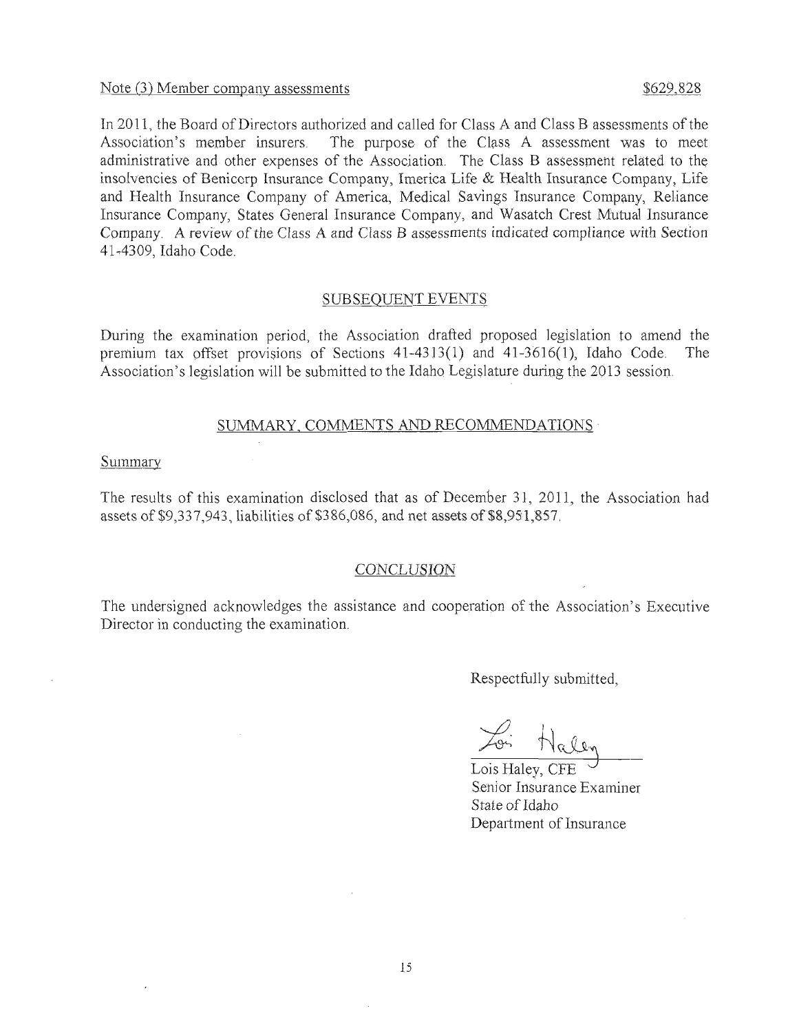Note (3) Member company assessments $629,828

In 2011, the Board of Directors authorized and called for Class A and Class B assessments of the Association's member insurers. The purpose of the Class A assessment was to meet administrative and other expenses of the Association. The Class B assessment related to the insolvencies of Benicorp Insurance Company, Imerica Life & Health Insurance Company, Life and Health Insurance Company of America, Medical Savings Insurance Company, Reliance Insurance Company, States General Insurance Company, and Wasatch Crest Mutual Insurance Company. A review of the Class A and Class B assessments indicated compliance with Section 41-4309, Idaho Code.

## SUBSEQUENT EVENTS

During the examination period, the Association drafted proposed legislation to amend the premium tax offset provisions of Sections 41-4313(1) and 41-3616(1), Idaho Code. The Association's legislation will be submitted to the Idaho Legislature during the 2013 session.

## SUMMARY, COMMENTS AND RECOMMENDATIONS

### Summary

The results of this examination disclosed that as of December 31, 2011, the Association had assets of $9,337,943, liabilities of $386,086, and net assets of $8,951,857.

## CONCLUSION

The undersigned acknowledges the assistance and cooperation of the Association's Executive Director in conducting the examination.

Respectfully submitted,

Lois Haley, CFE
Senior Insurance Examiner
State of Idaho
Department of Insurance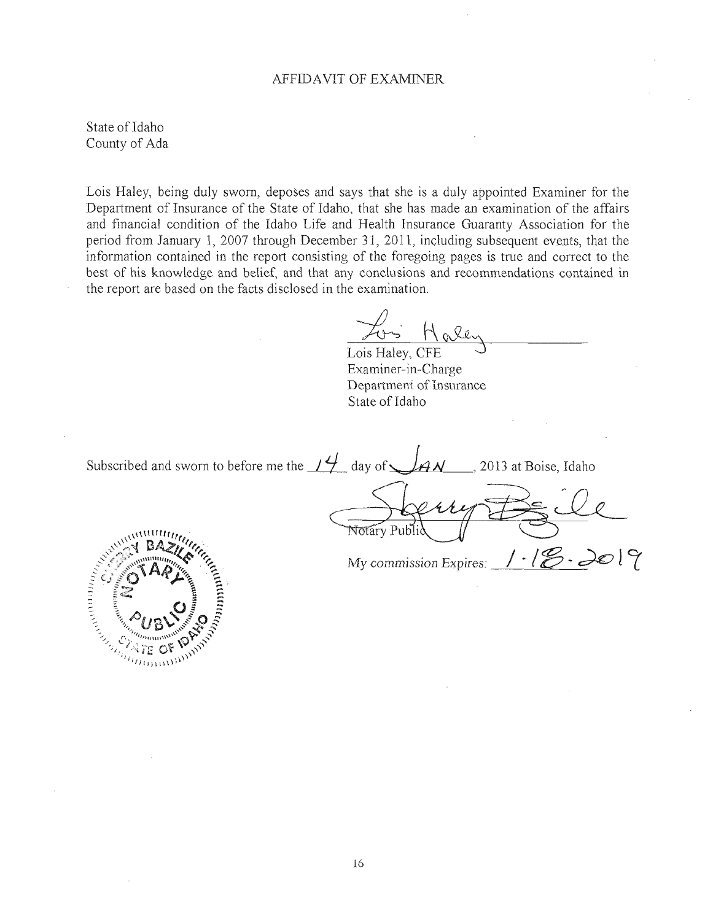AFFIDAVIT OF EXAMINER

State of Idaho
County of Ada

Lois Haley, being duly sworn, deposes and says that she is a duly appointed Examiner for the Department of Insurance of the State of Idaho, that she has made an examination of the affairs and financial condition of the Idaho Life and Health Insurance Guaranty Association for the period from January 1, 2007 through December 31, 2011, including subsequent events, that the information contained in the report consisting of the foregoing pages is true and correct to the best of his knowledge and belief, and that any conclusions and recommendations contained in the report are based on the facts disclosed in the examination.

Lois Haley, CFE
Examiner-in-Charge
Department of Insurance
State of Idaho

Subscribed and sworn to before me the 14 day of JAN, 2013 at Boise, Idaho

Notary Public

*My commission Expires:* 1-18-2019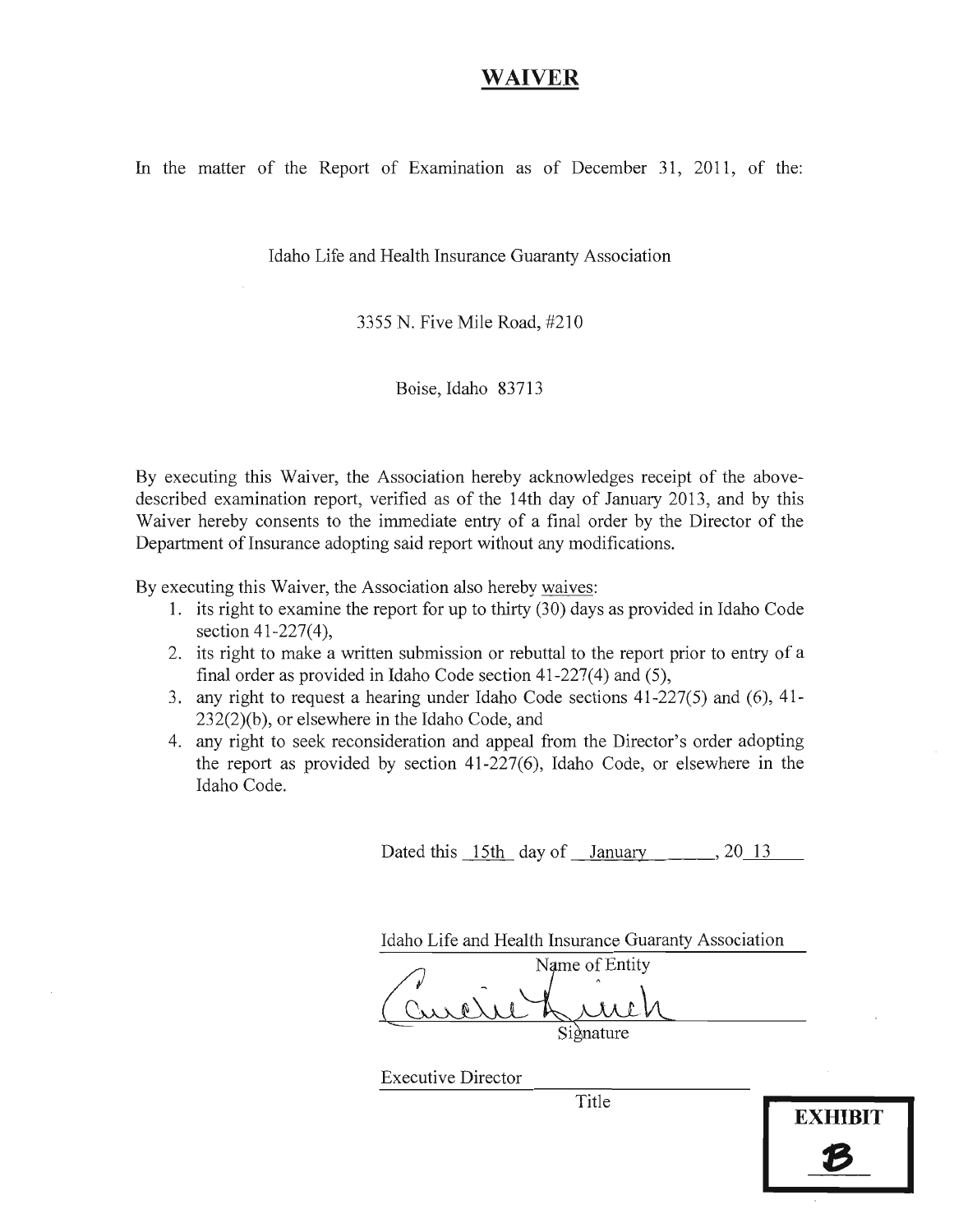# WAIVER

In the matter of the Report of Examination as of December 31, 2011, of the:

Idaho Life and Health Insurance Guaranty Association

3355 N. Five Mile Road, #210

Boise, Idaho 83713

By executing this Waiver, the Association hereby acknowledges receipt of the above-described examination report, verified as of the 14th day of January 2013, and by this Waiver hereby consents to the immediate entry of a final order by the Director of the Department of Insurance adopting said report without any modifications.

By executing this Waiver, the Association also hereby waives:

1. its right to examine the report for up to thirty (30) days as provided in Idaho Code section 41-227(4),
2. its right to make a written submission or rebuttal to the report prior to entry of a final order as provided in Idaho Code section 41-227(4) and (5),
3. any right to request a hearing under Idaho Code sections 41-227(5) and (6), 41-232(2)(b), or elsewhere in the Idaho Code, and
4. any right to seek reconsideration and appeal from the Director's order adopting the report as provided by section 41-227(6), Idaho Code, or elsewhere in the Idaho Code.

Dated this 15th day of January, 2013

Idaho Life and Health Insurance Guaranty Association
Name of Entity

[Signature]
Signature

Executive Director
Title

**EXHIBIT B**